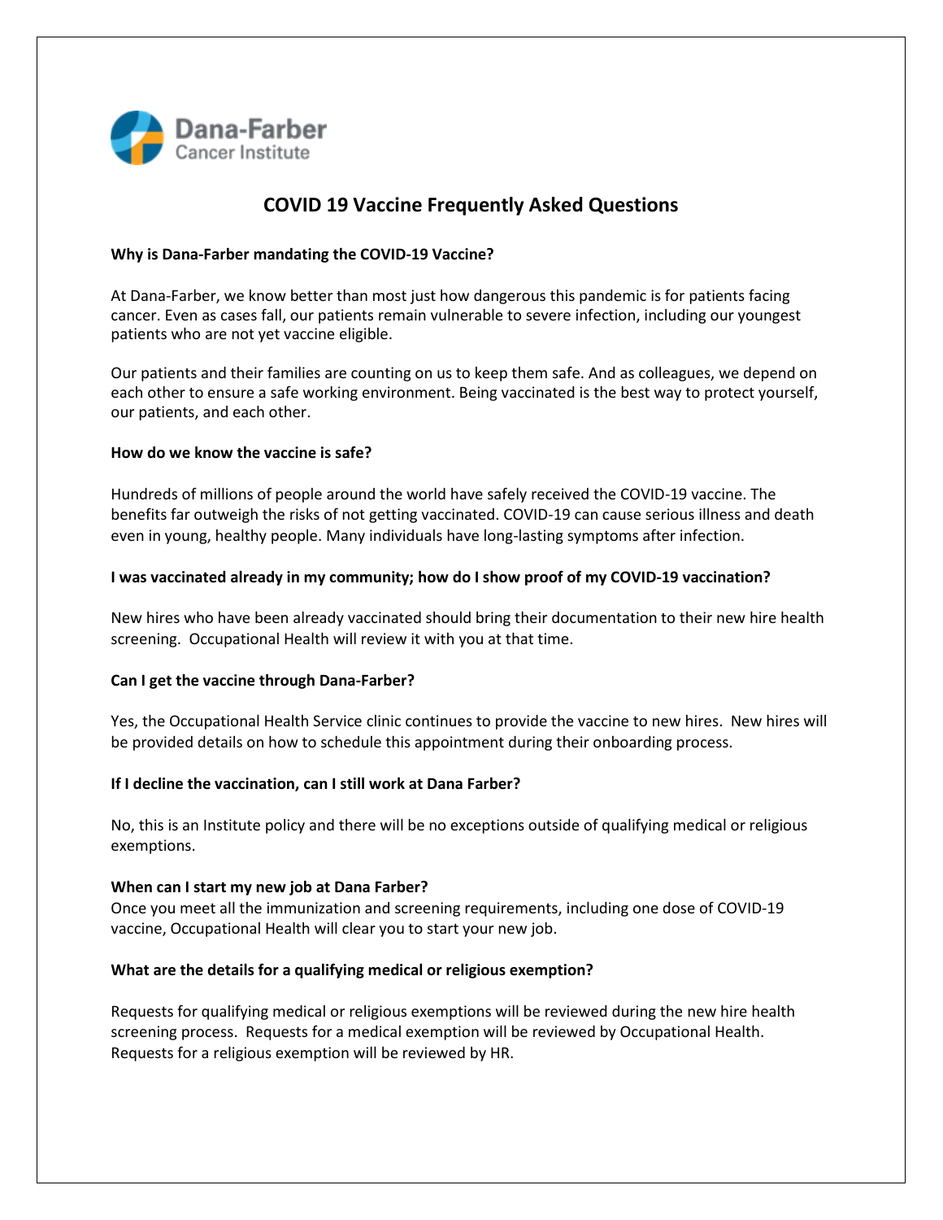Dana-Farber Cancer Institute

# COVID 19 Vaccine Frequently Asked Questions

**Why is Dana-Farber mandating the COVID-19 Vaccine?**

At Dana-Farber, we know better than most just how dangerous this pandemic is for patients facing cancer. Even as cases fall, our patients remain vulnerable to severe infection, including our youngest patients who are not yet vaccine eligible.

Our patients and their families are counting on us to keep them safe. And as colleagues, we depend on each other to ensure a safe working environment. Being vaccinated is the best way to protect yourself, our patients, and each other.

**How do we know the vaccine is safe?**

Hundreds of millions of people around the world have safely received the COVID-19 vaccine. The benefits far outweigh the risks of not getting vaccinated. COVID-19 can cause serious illness and death even in young, healthy people. Many individuals have long-lasting symptoms after infection.

**I was vaccinated already in my community; how do I show proof of my COVID-19 vaccination?**

New hires who have been already vaccinated should bring their documentation to their new hire health screening. Occupational Health will review it with you at that time.

**Can I get the vaccine through Dana-Farber?**

Yes, the Occupational Health Service clinic continues to provide the vaccine to new hires. New hires will be provided details on how to schedule this appointment during their onboarding process.

**If I decline the vaccination, can I still work at Dana Farber?**

No, this is an Institute policy and there will be no exceptions outside of qualifying medical or religious exemptions.

**When can I start my new job at Dana Farber?**

Once you meet all the immunization and screening requirements, including one dose of COVID-19 vaccine, Occupational Health will clear you to start your new job.

**What are the details for a qualifying medical or religious exemption?**

Requests for qualifying medical or religious exemptions will be reviewed during the new hire health screening process. Requests for a medical exemption will be reviewed by Occupational Health. Requests for a religious exemption will be reviewed by HR.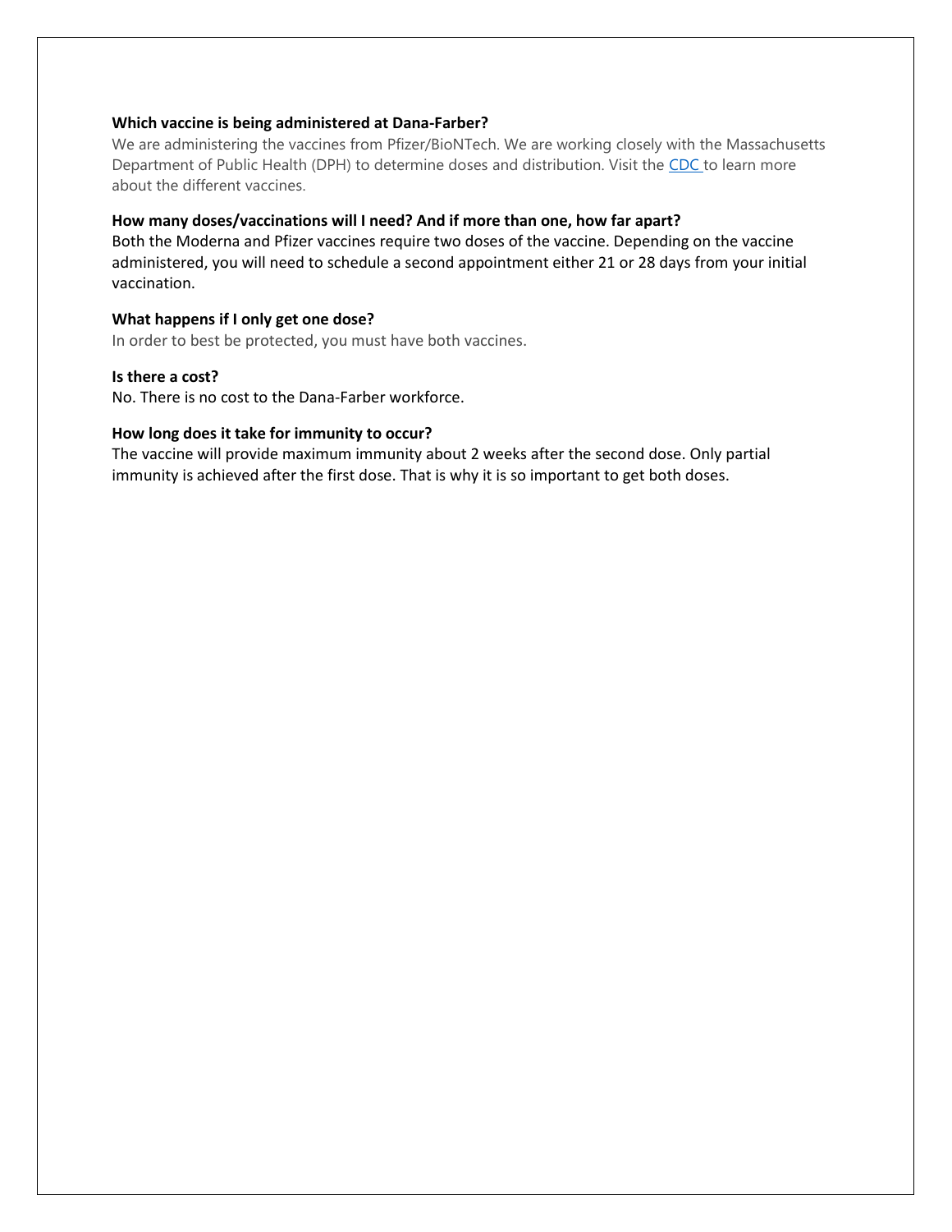**Which vaccine is being administered at Dana-Farber?**

We are administering the vaccines from Pfizer/BioNTech. We are working closely with the Massachusetts Department of Public Health (DPH) to determine doses and distribution. Visit the CDC to learn more about the different vaccines.

**How many doses/vaccinations will I need? And if more than one, how far apart?**

Both the Moderna and Pfizer vaccines require two doses of the vaccine. Depending on the vaccine administered, you will need to schedule a second appointment either 21 or 28 days from your initial vaccination.

**What happens if I only get one dose?**

In order to best be protected, you must have both vaccines.

**Is there a cost?**

No. There is no cost to the Dana-Farber workforce.

**How long does it take for immunity to occur?**

The vaccine will provide maximum immunity about 2 weeks after the second dose. Only partial immunity is achieved after the first dose. That is why it is so important to get both doses.